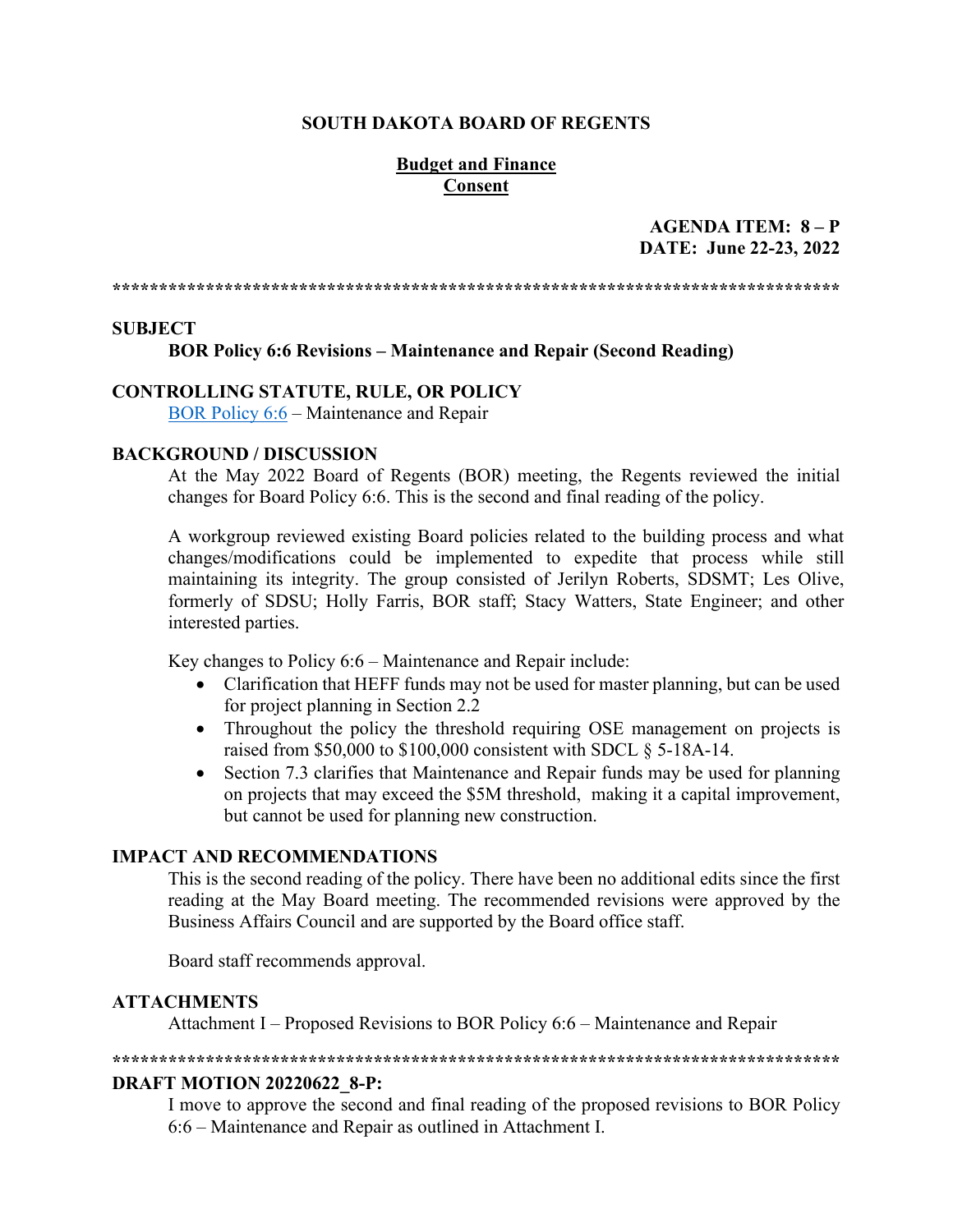**SOUTH DAKOTA BOARD OF REGENTS**

**Budget and Finance**
**Consent**

**AGENDA ITEM: 8 – P**
**DATE: June 22-23, 2022**

******************************************************************************

**SUBJECT**

**BOR Policy 6:6 Revisions – Maintenance and Repair (Second Reading)**

**CONTROLLING STATUTE, RULE, OR POLICY**

BOR Policy 6:6 – Maintenance and Repair

**BACKGROUND / DISCUSSION**

At the May 2022 Board of Regents (BOR) meeting, the Regents reviewed the initial changes for Board Policy 6:6. This is the second and final reading of the policy.

A workgroup reviewed existing Board policies related to the building process and what changes/modifications could be implemented to expedite that process while still maintaining its integrity. The group consisted of Jerilyn Roberts, SDSMT; Les Olive, formerly of SDSU; Holly Farris, BOR staff; Stacy Watters, State Engineer; and other interested parties.

Key changes to Policy 6:6 – Maintenance and Repair include:

- Clarification that HEFF funds may not be used for master planning, but can be used for project planning in Section 2.2
- Throughout the policy the threshold requiring OSE management on projects is raised from $50,000 to $100,000 consistent with SDCL § 5-18A-14.
- Section 7.3 clarifies that Maintenance and Repair funds may be used for planning on projects that may exceed the $5M threshold, making it a capital improvement, but cannot be used for planning new construction.

**IMPACT AND RECOMMENDATIONS**

This is the second reading of the policy. There have been no additional edits since the first reading at the May Board meeting. The recommended revisions were approved by the Business Affairs Council and are supported by the Board office staff.

Board staff recommends approval.

**ATTACHMENTS**

Attachment I – Proposed Revisions to BOR Policy 6:6 – Maintenance and Repair

******************************************************************************

**DRAFT MOTION 20220622_8-P:**

I move to approve the second and final reading of the proposed revisions to BOR Policy 6:6 – Maintenance and Repair as outlined in Attachment I.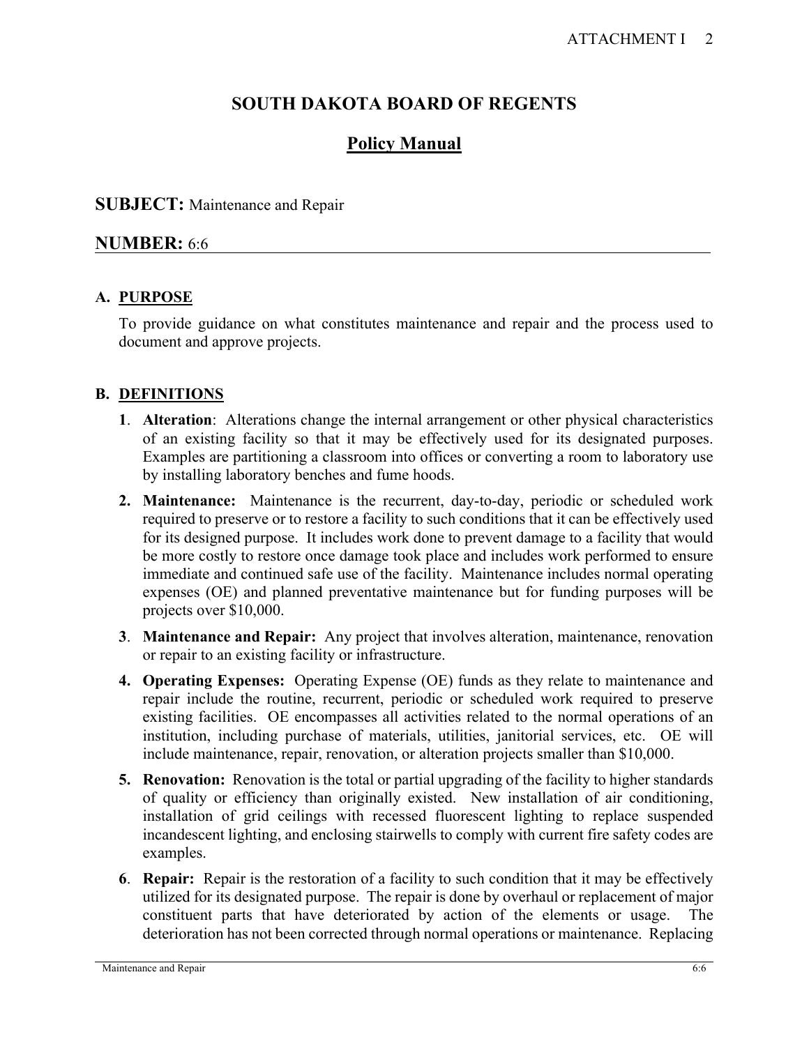# SOUTH DAKOTA BOARD OF REGENTS

## Policy Manual

**SUBJECT:** Maintenance and Repair

**NUMBER:** 6:6

### A. PURPOSE

To provide guidance on what constitutes maintenance and repair and the process used to document and approve projects.

### B. DEFINITIONS

1. **Alteration**: Alterations change the internal arrangement or other physical characteristics of an existing facility so that it may be effectively used for its designated purposes. Examples are partitioning a classroom into offices or converting a room to laboratory use by installing laboratory benches and fume hoods.

2. **Maintenance:** Maintenance is the recurrent, day-to-day, periodic or scheduled work required to preserve or to restore a facility to such conditions that it can be effectively used for its designed purpose. It includes work done to prevent damage to a facility that would be more costly to restore once damage took place and includes work performed to ensure immediate and continued safe use of the facility. Maintenance includes normal operating expenses (OE) and planned preventative maintenance but for funding purposes will be projects over $10,000.

3. **Maintenance and Repair:** Any project that involves alteration, maintenance, renovation or repair to an existing facility or infrastructure.

4. **Operating Expenses:** Operating Expense (OE) funds as they relate to maintenance and repair include the routine, recurrent, periodic or scheduled work required to preserve existing facilities. OE encompasses all activities related to the normal operations of an institution, including purchase of materials, utilities, janitorial services, etc. OE will include maintenance, repair, renovation, or alteration projects smaller than $10,000.

5. **Renovation:** Renovation is the total or partial upgrading of the facility to higher standards of quality or efficiency than originally existed. New installation of air conditioning, installation of grid ceilings with recessed fluorescent lighting to replace suspended incandescent lighting, and enclosing stairwells to comply with current fire safety codes are examples.

6. **Repair:** Repair is the restoration of a facility to such condition that it may be effectively utilized for its designated purpose. The repair is done by overhaul or replacement of major constituent parts that have deteriorated by action of the elements or usage. The deterioration has not been corrected through normal operations or maintenance. Replacing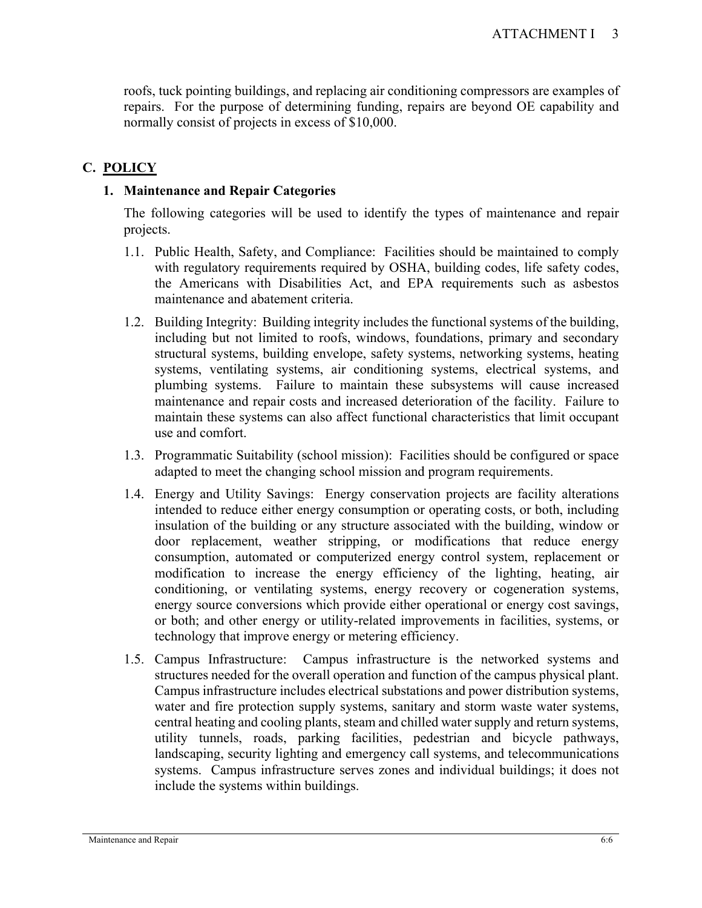roofs, tuck pointing buildings, and replacing air conditioning compressors are examples of repairs. For the purpose of determining funding, repairs are beyond OE capability and normally consist of projects in excess of $10,000.

## C. POLICY

### 1. Maintenance and Repair Categories

The following categories will be used to identify the types of maintenance and repair projects.

1.1. Public Health, Safety, and Compliance: Facilities should be maintained to comply with regulatory requirements required by OSHA, building codes, life safety codes, the Americans with Disabilities Act, and EPA requirements such as asbestos maintenance and abatement criteria.

1.2. Building Integrity: Building integrity includes the functional systems of the building, including but not limited to roofs, windows, foundations, primary and secondary structural systems, building envelope, safety systems, networking systems, heating systems, ventilating systems, air conditioning systems, electrical systems, and plumbing systems. Failure to maintain these subsystems will cause increased maintenance and repair costs and increased deterioration of the facility. Failure to maintain these systems can also affect functional characteristics that limit occupant use and comfort.

1.3. Programmatic Suitability (school mission): Facilities should be configured or space adapted to meet the changing school mission and program requirements.

1.4. Energy and Utility Savings: Energy conservation projects are facility alterations intended to reduce either energy consumption or operating costs, or both, including insulation of the building or any structure associated with the building, window or door replacement, weather stripping, or modifications that reduce energy consumption, automated or computerized energy control system, replacement or modification to increase the energy efficiency of the lighting, heating, air conditioning, or ventilating systems, energy recovery or cogeneration systems, energy source conversions which provide either operational or energy cost savings, or both; and other energy or utility-related improvements in facilities, systems, or technology that improve energy or metering efficiency.

1.5. Campus Infrastructure: Campus infrastructure is the networked systems and structures needed for the overall operation and function of the campus physical plant. Campus infrastructure includes electrical substations and power distribution systems, water and fire protection supply systems, sanitary and storm waste water systems, central heating and cooling plants, steam and chilled water supply and return systems, utility tunnels, roads, parking facilities, pedestrian and bicycle pathways, landscaping, security lighting and emergency call systems, and telecommunications systems. Campus infrastructure serves zones and individual buildings; it does not include the systems within buildings.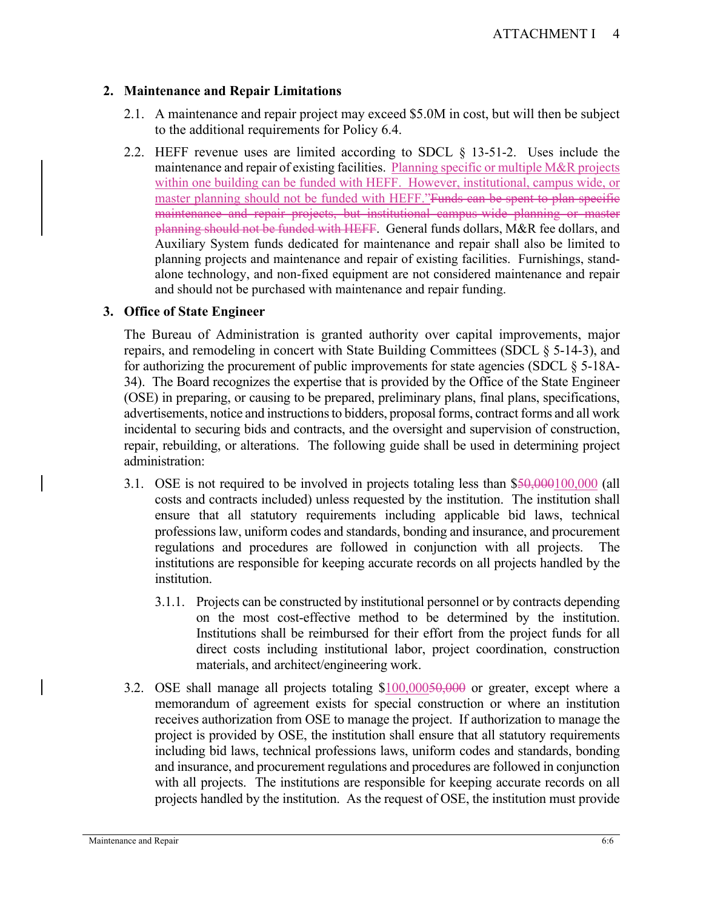## 2. Maintenance and Repair Limitations

2.1. A maintenance and repair project may exceed $5.0M in cost, but will then be subject to the additional requirements for Policy 6.4.

2.2. HEFF revenue uses are limited according to SDCL § 13-51-2. Uses include the maintenance and repair of existing facilities. Planning specific or multiple M&R projects within one building can be funded with HEFF. However, institutional, campus wide, or master planning should not be funded with HEFF."~~Funds can be spent to plan specific maintenance and repair projects, but institutional campus-wide planning or master planning should not be funded with HEFF~~. General funds dollars, M&R fee dollars, and Auxiliary System funds dedicated for maintenance and repair shall also be limited to planning projects and maintenance and repair of existing facilities. Furnishings, stand-alone technology, and non-fixed equipment are not considered maintenance and repair and should not be purchased with maintenance and repair funding.

## 3. Office of State Engineer

The Bureau of Administration is granted authority over capital improvements, major repairs, and remodeling in concert with State Building Committees (SDCL § 5-14-3), and for authorizing the procurement of public improvements for state agencies (SDCL § 5-18A-34). The Board recognizes the expertise that is provided by the Office of the State Engineer (OSE) in preparing, or causing to be prepared, preliminary plans, final plans, specifications, advertisements, notice and instructions to bidders, proposal forms, contract forms and all work incidental to securing bids and contracts, and the oversight and supervision of construction, repair, rebuilding, or alterations. The following guide shall be used in determining project administration:

3.1. OSE is not required to be involved in projects totaling less than $~~50,000~~100,000 (all costs and contracts included) unless requested by the institution. The institution shall ensure that all statutory requirements including applicable bid laws, technical professions law, uniform codes and standards, bonding and insurance, and procurement regulations and procedures are followed in conjunction with all projects. The institutions are responsible for keeping accurate records on all projects handled by the institution.

3.1.1. Projects can be constructed by institutional personnel or by contracts depending on the most cost-effective method to be determined by the institution. Institutions shall be reimbursed for their effort from the project funds for all direct costs including institutional labor, project coordination, construction materials, and architect/engineering work.

3.2. OSE shall manage all projects totaling $100,000~~50,000~~ or greater, except where a memorandum of agreement exists for special construction or where an institution receives authorization from OSE to manage the project. If authorization to manage the project is provided by OSE, the institution shall ensure that all statutory requirements including bid laws, technical professions laws, uniform codes and standards, bonding and insurance, and procurement regulations and procedures are followed in conjunction with all projects. The institutions are responsible for keeping accurate records on all projects handled by the institution. As the request of OSE, the institution must provide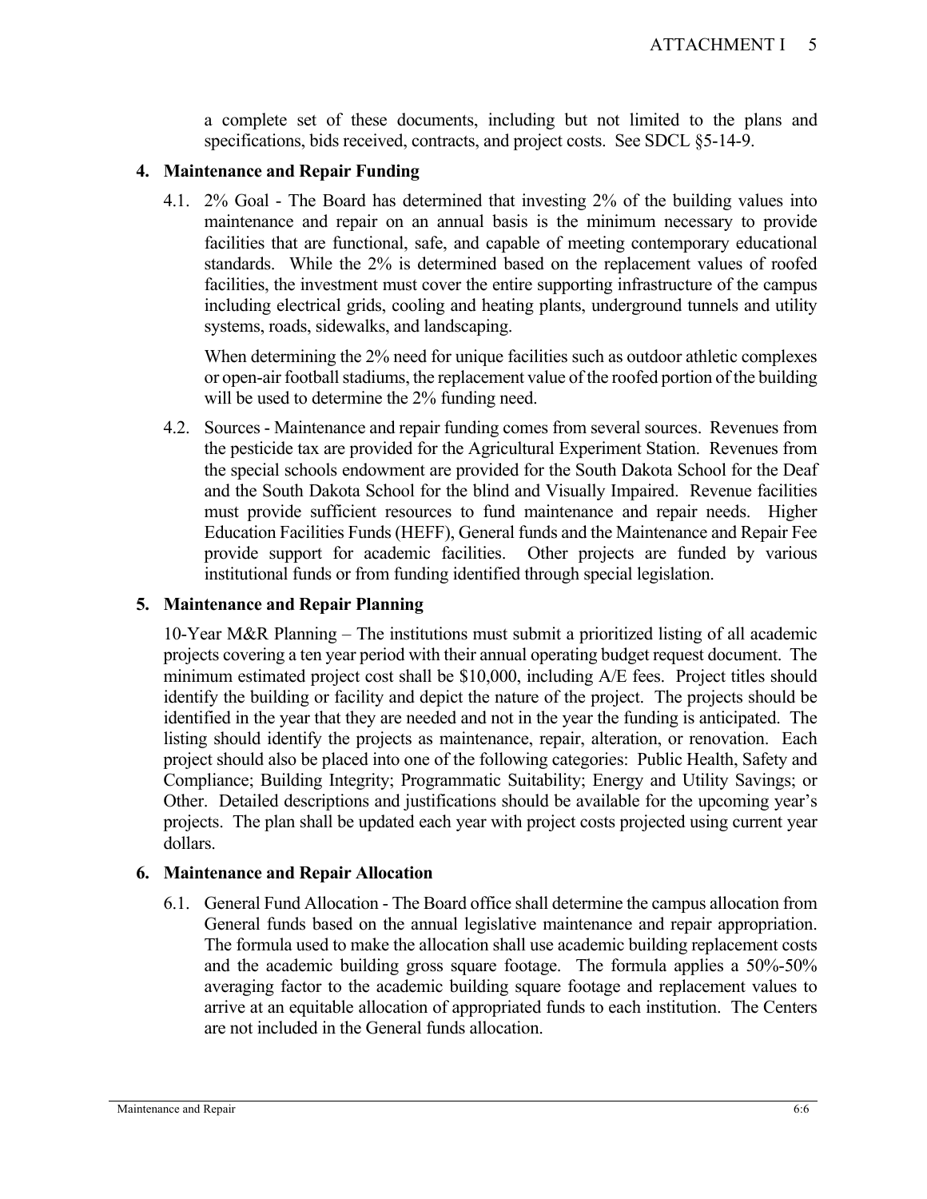a complete set of these documents, including but not limited to the plans and specifications, bids received, contracts, and project costs. See SDCL §5-14-9.

## 4. Maintenance and Repair Funding

4.1. 2% Goal - The Board has determined that investing 2% of the building values into maintenance and repair on an annual basis is the minimum necessary to provide facilities that are functional, safe, and capable of meeting contemporary educational standards. While the 2% is determined based on the replacement values of roofed facilities, the investment must cover the entire supporting infrastructure of the campus including electrical grids, cooling and heating plants, underground tunnels and utility systems, roads, sidewalks, and landscaping.

When determining the 2% need for unique facilities such as outdoor athletic complexes or open-air football stadiums, the replacement value of the roofed portion of the building will be used to determine the 2% funding need.

4.2. Sources - Maintenance and repair funding comes from several sources. Revenues from the pesticide tax are provided for the Agricultural Experiment Station. Revenues from the special schools endowment are provided for the South Dakota School for the Deaf and the South Dakota School for the blind and Visually Impaired. Revenue facilities must provide sufficient resources to fund maintenance and repair needs. Higher Education Facilities Funds (HEFF), General funds and the Maintenance and Repair Fee provide support for academic facilities. Other projects are funded by various institutional funds or from funding identified through special legislation.

## 5. Maintenance and Repair Planning

10-Year M&R Planning – The institutions must submit a prioritized listing of all academic projects covering a ten year period with their annual operating budget request document. The minimum estimated project cost shall be $10,000, including A/E fees. Project titles should identify the building or facility and depict the nature of the project. The projects should be identified in the year that they are needed and not in the year the funding is anticipated. The listing should identify the projects as maintenance, repair, alteration, or renovation. Each project should also be placed into one of the following categories: Public Health, Safety and Compliance; Building Integrity; Programmatic Suitability; Energy and Utility Savings; or Other. Detailed descriptions and justifications should be available for the upcoming year's projects. The plan shall be updated each year with project costs projected using current year dollars.

## 6. Maintenance and Repair Allocation

6.1. General Fund Allocation - The Board office shall determine the campus allocation from General funds based on the annual legislative maintenance and repair appropriation. The formula used to make the allocation shall use academic building replacement costs and the academic building gross square footage. The formula applies a 50%-50% averaging factor to the academic building square footage and replacement values to arrive at an equitable allocation of appropriated funds to each institution. The Centers are not included in the General funds allocation.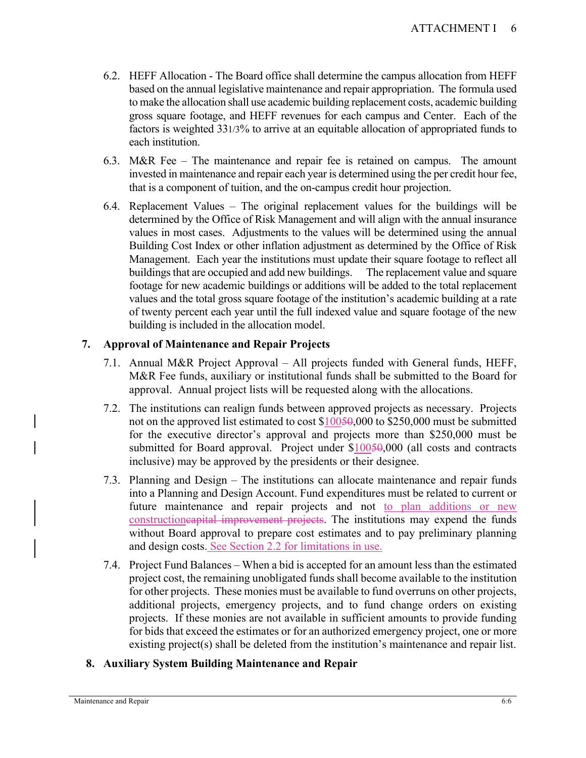6.2. HEFF Allocation - The Board office shall determine the campus allocation from HEFF based on the annual legislative maintenance and repair appropriation. The formula used to make the allocation shall use academic building replacement costs, academic building gross square footage, and HEFF revenues for each campus and Center. Each of the factors is weighted 33 1/3% to arrive at an equitable allocation of appropriated funds to each institution.

6.3. M&R Fee – The maintenance and repair fee is retained on campus. The amount invested in maintenance and repair each year is determined using the per credit hour fee, that is a component of tuition, and the on-campus credit hour projection.

6.4. Replacement Values – The original replacement values for the buildings will be determined by the Office of Risk Management and will align with the annual insurance values in most cases. Adjustments to the values will be determined using the annual Building Cost Index or other inflation adjustment as determined by the Office of Risk Management. Each year the institutions must update their square footage to reflect all buildings that are occupied and add new buildings. The replacement value and square footage for new academic buildings or additions will be added to the total replacement values and the total gross square footage of the institution's academic building at a rate of twenty percent each year until the full indexed value and square footage of the new building is included in the allocation model.

## 7. Approval of Maintenance and Repair Projects

7.1. Annual M&R Project Approval – All projects funded with General funds, HEFF, M&R Fee funds, auxiliary or institutional funds shall be submitted to the Board for approval. Annual project lists will be requested along with the allocations.

7.2. The institutions can realign funds between approved projects as necessary. Projects not on the approved list estimated to cost $100~~50~~,000 to $250,000 must be submitted for the executive director's approval and projects more than $250,000 must be submitted for Board approval. Project under $100~~50~~,000 (all costs and contracts inclusive) may be approved by the presidents or their designee.

7.3. Planning and Design – The institutions can allocate maintenance and repair funds into a Planning and Design Account. Fund expenditures must be related to current or future maintenance and repair projects and not to plan additions or new construction~~capital improvement projects~~. The institutions may expend the funds without Board approval to prepare cost estimates and to pay preliminary planning and design costs. See Section 2.2 for limitations in use.

7.4. Project Fund Balances – When a bid is accepted for an amount less than the estimated project cost, the remaining unobligated funds shall become available to the institution for other projects. These monies must be available to fund overruns on other projects, additional projects, emergency projects, and to fund change orders on existing projects. If these monies are not available in sufficient amounts to provide funding for bids that exceed the estimates or for an authorized emergency project, one or more existing project(s) shall be deleted from the institution's maintenance and repair list.

## 8. Auxiliary System Building Maintenance and Repair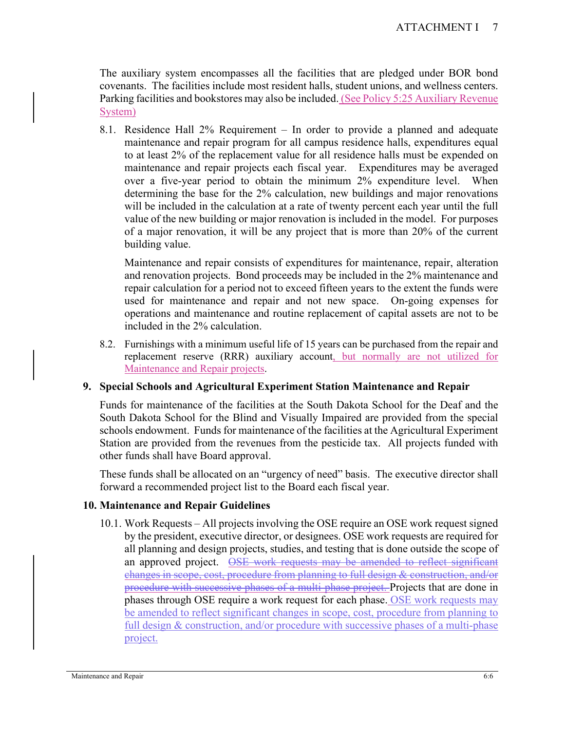The auxiliary system encompasses all the facilities that are pledged under BOR bond covenants. The facilities include most resident halls, student unions, and wellness centers. Parking facilities and bookstores may also be included. (See Policy 5:25 Auxiliary Revenue System)

8.1. Residence Hall 2% Requirement – In order to provide a planned and adequate maintenance and repair program for all campus residence halls, expenditures equal to at least 2% of the replacement value for all residence halls must be expended on maintenance and repair projects each fiscal year. Expenditures may be averaged over a five-year period to obtain the minimum 2% expenditure level. When determining the base for the 2% calculation, new buildings and major renovations will be included in the calculation at a rate of twenty percent each year until the full value of the new building or major renovation is included in the model. For purposes of a major renovation, it will be any project that is more than 20% of the current building value.

Maintenance and repair consists of expenditures for maintenance, repair, alteration and renovation projects. Bond proceeds may be included in the 2% maintenance and repair calculation for a period not to exceed fifteen years to the extent the funds were used for maintenance and repair and not new space. On-going expenses for operations and maintenance and routine replacement of capital assets are not to be included in the 2% calculation.

8.2. Furnishings with a minimum useful life of 15 years can be purchased from the repair and replacement reserve (RRR) auxiliary account, but normally are not utilized for Maintenance and Repair projects.

## 9. Special Schools and Agricultural Experiment Station Maintenance and Repair

Funds for maintenance of the facilities at the South Dakota School for the Deaf and the South Dakota School for the Blind and Visually Impaired are provided from the special schools endowment. Funds for maintenance of the facilities at the Agricultural Experiment Station are provided from the revenues from the pesticide tax. All projects funded with other funds shall have Board approval.

These funds shall be allocated on an "urgency of need" basis. The executive director shall forward a recommended project list to the Board each fiscal year.

## 10. Maintenance and Repair Guidelines

10.1. Work Requests – All projects involving the OSE require an OSE work request signed by the president, executive director, or designees. OSE work requests are required for all planning and design projects, studies, and testing that is done outside the scope of an approved project. ~~OSE work requests may be amended to reflect significant changes in scope, cost, procedure from planning to full design & construction, and/or procedure with successive phases of a multi-phase project.~~ Projects that are done in phases through OSE require a work request for each phase. OSE work requests may be amended to reflect significant changes in scope, cost, procedure from planning to full design & construction, and/or procedure with successive phases of a multi-phase project.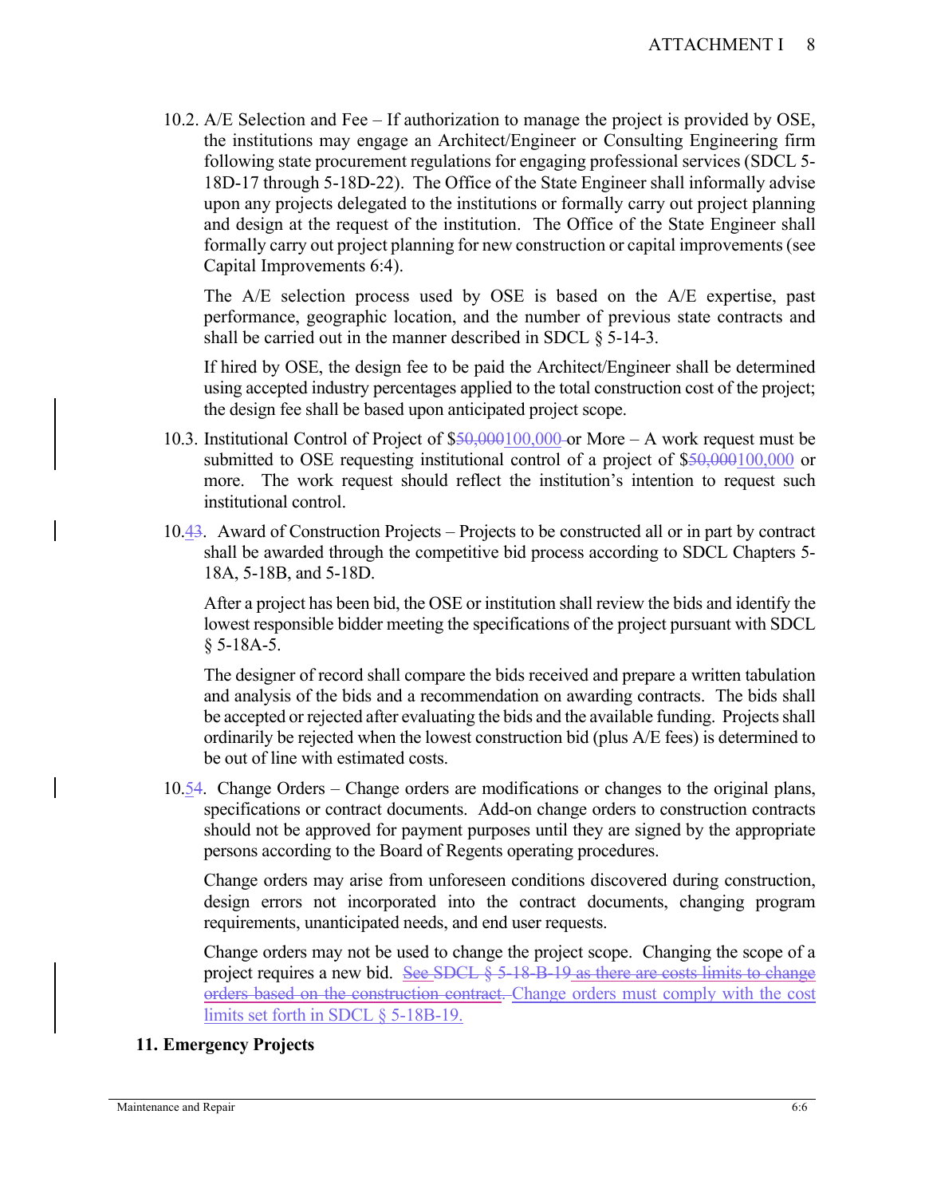10.2. A/E Selection and Fee – If authorization to manage the project is provided by OSE, the institutions may engage an Architect/Engineer or Consulting Engineering firm following state procurement regulations for engaging professional services (SDCL 5-18D-17 through 5-18D-22). The Office of the State Engineer shall informally advise upon any projects delegated to the institutions or formally carry out project planning and design at the request of the institution. The Office of the State Engineer shall formally carry out project planning for new construction or capital improvements (see Capital Improvements 6:4).

The A/E selection process used by OSE is based on the A/E expertise, past performance, geographic location, and the number of previous state contracts and shall be carried out in the manner described in SDCL § 5-14-3.

If hired by OSE, the design fee to be paid the Architect/Engineer shall be determined using accepted industry percentages applied to the total construction cost of the project; the design fee shall be based upon anticipated project scope.

10.3. Institutional Control of Project of $~~50,000~~100,000 or More – A work request must be submitted to OSE requesting institutional control of a project of $~~50,000~~100,000 or more. The work request should reflect the institution's intention to request such institutional control.

10.4~~3~~. Award of Construction Projects – Projects to be constructed all or in part by contract shall be awarded through the competitive bid process according to SDCL Chapters 5-18A, 5-18B, and 5-18D.

After a project has been bid, the OSE or institution shall review the bids and identify the lowest responsible bidder meeting the specifications of the project pursuant with SDCL § 5-18A-5.

The designer of record shall compare the bids received and prepare a written tabulation and analysis of the bids and a recommendation on awarding contracts. The bids shall be accepted or rejected after evaluating the bids and the available funding. Projects shall ordinarily be rejected when the lowest construction bid (plus A/E fees) is determined to be out of line with estimated costs.

10.5~~4~~. Change Orders – Change orders are modifications or changes to the original plans, specifications or contract documents. Add-on change orders to construction contracts should not be approved for payment purposes until they are signed by the appropriate persons according to the Board of Regents operating procedures.

Change orders may arise from unforeseen conditions discovered during construction, design errors not incorporated into the contract documents, changing program requirements, unanticipated needs, and end user requests.

Change orders may not be used to change the project scope. Changing the scope of a project requires a new bid. ~~See SDCL § 5-18-B-19 as there are costs limits to change orders based on the construction contract.~~ Change orders must comply with the cost limits set forth in SDCL § 5-18B-19.

## 11. Emergency Projects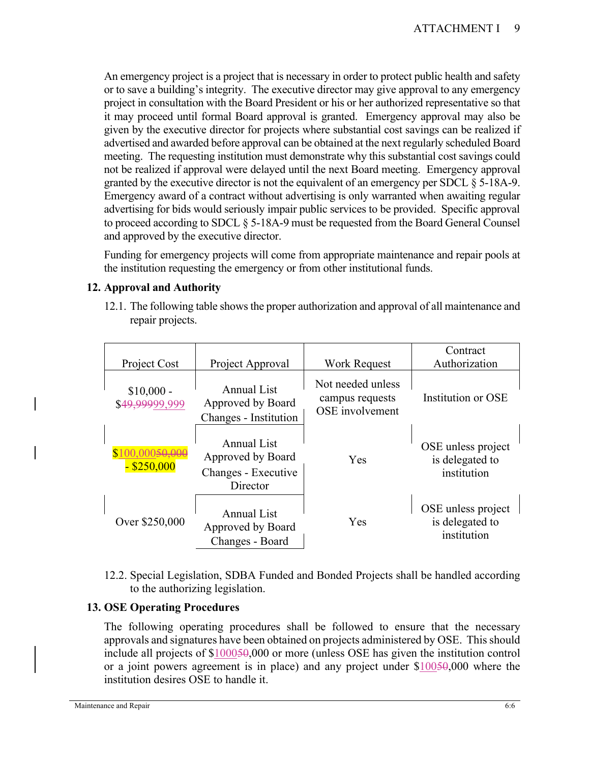An emergency project is a project that is necessary in order to protect public health and safety or to save a building's integrity. The executive director may give approval to any emergency project in consultation with the Board President or his or her authorized representative so that it may proceed until formal Board approval is granted. Emergency approval may also be given by the executive director for projects where substantial cost savings can be realized if advertised and awarded before approval can be obtained at the next regularly scheduled Board meeting. The requesting institution must demonstrate why this substantial cost savings could not be realized if approval were delayed until the next Board meeting. Emergency approval granted by the executive director is not the equivalent of an emergency per SDCL § 5-18A-9. Emergency award of a contract without advertising is only warranted when awaiting regular advertising for bids would seriously impair public services to be provided. Specific approval to proceed according to SDCL § 5-18A-9 must be requested from the Board General Counsel and approved by the executive director.

Funding for emergency projects will come from appropriate maintenance and repair pools at the institution requesting the emergency or from other institutional funds.

**12. Approval and Authority**

12.1. The following table shows the proper authorization and approval of all maintenance and repair projects.

| Project Cost | Project Approval | Work Request | Contract Authorization |
|---|---|---|---|
| $10,000 - $~~49,999~~99,999 | Annual List Approved by Board<br>Changes - Institution | Not needed unless campus requests OSE involvement | Institution or OSE |
| $100,000~~50,000~~ - $250,000 | Annual List Approved by Board<br>Changes - Executive Director | Yes | OSE unless project is delegated to institution |
| Over $250,000 | Annual List Approved by Board<br>Changes - Board | Yes | OSE unless project is delegated to institution |

12.2. Special Legislation, SDBA Funded and Bonded Projects shall be handled according to the authorizing legislation.

**13. OSE Operating Procedures**

The following operating procedures shall be followed to ensure that the necessary approvals and signatures have been obtained on projects administered by OSE. This should include all projects of $100~~50~~,000 or more (unless OSE has given the institution control or a joint powers agreement is in place) and any project under $100~~50~~,000 where the institution desires OSE to handle it.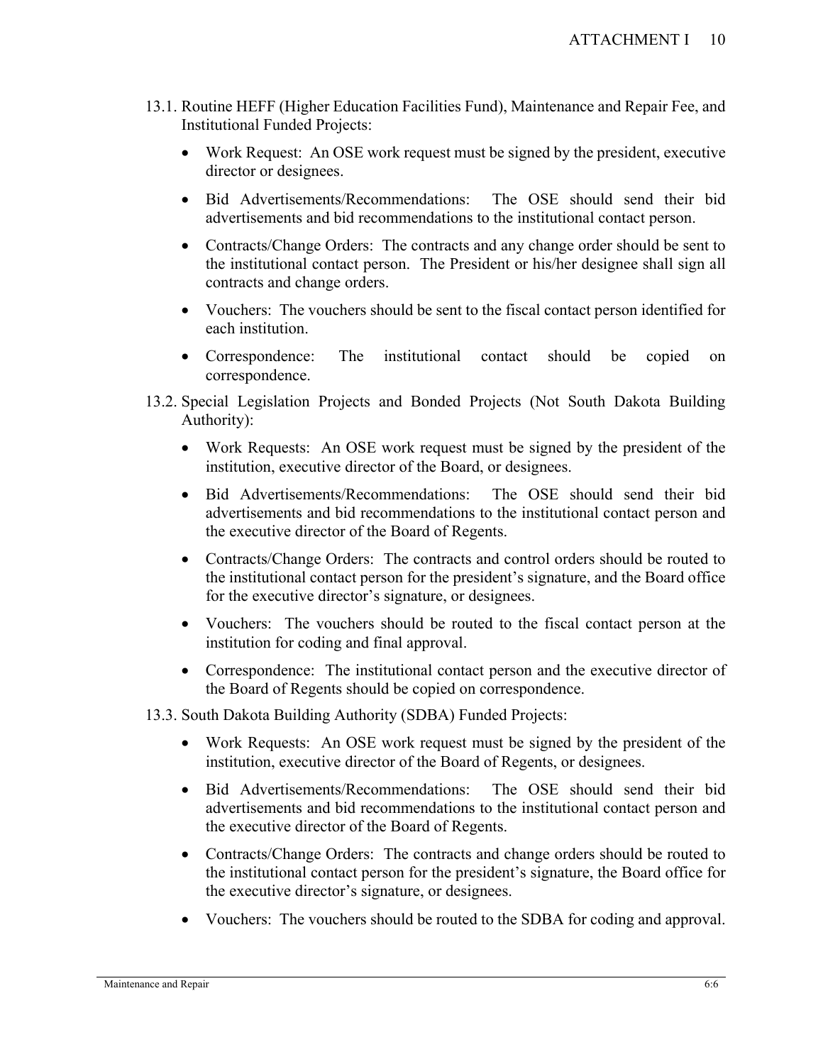13.1. Routine HEFF (Higher Education Facilities Fund), Maintenance and Repair Fee, and Institutional Funded Projects:

- Work Request: An OSE work request must be signed by the president, executive director or designees.
- Bid Advertisements/Recommendations: The OSE should send their bid advertisements and bid recommendations to the institutional contact person.
- Contracts/Change Orders: The contracts and any change order should be sent to the institutional contact person. The President or his/her designee shall sign all contracts and change orders.
- Vouchers: The vouchers should be sent to the fiscal contact person identified for each institution.
- Correspondence: The institutional contact should be copied on correspondence.

13.2. Special Legislation Projects and Bonded Projects (Not South Dakota Building Authority):

- Work Requests: An OSE work request must be signed by the president of the institution, executive director of the Board, or designees.
- Bid Advertisements/Recommendations: The OSE should send their bid advertisements and bid recommendations to the institutional contact person and the executive director of the Board of Regents.
- Contracts/Change Orders: The contracts and control orders should be routed to the institutional contact person for the president's signature, and the Board office for the executive director's signature, or designees.
- Vouchers: The vouchers should be routed to the fiscal contact person at the institution for coding and final approval.
- Correspondence: The institutional contact person and the executive director of the Board of Regents should be copied on correspondence.

13.3. South Dakota Building Authority (SDBA) Funded Projects:

- Work Requests: An OSE work request must be signed by the president of the institution, executive director of the Board of Regents, or designees.
- Bid Advertisements/Recommendations: The OSE should send their bid advertisements and bid recommendations to the institutional contact person and the executive director of the Board of Regents.
- Contracts/Change Orders: The contracts and change orders should be routed to the institutional contact person for the president's signature, the Board office for the executive director's signature, or designees.
- Vouchers: The vouchers should be routed to the SDBA for coding and approval.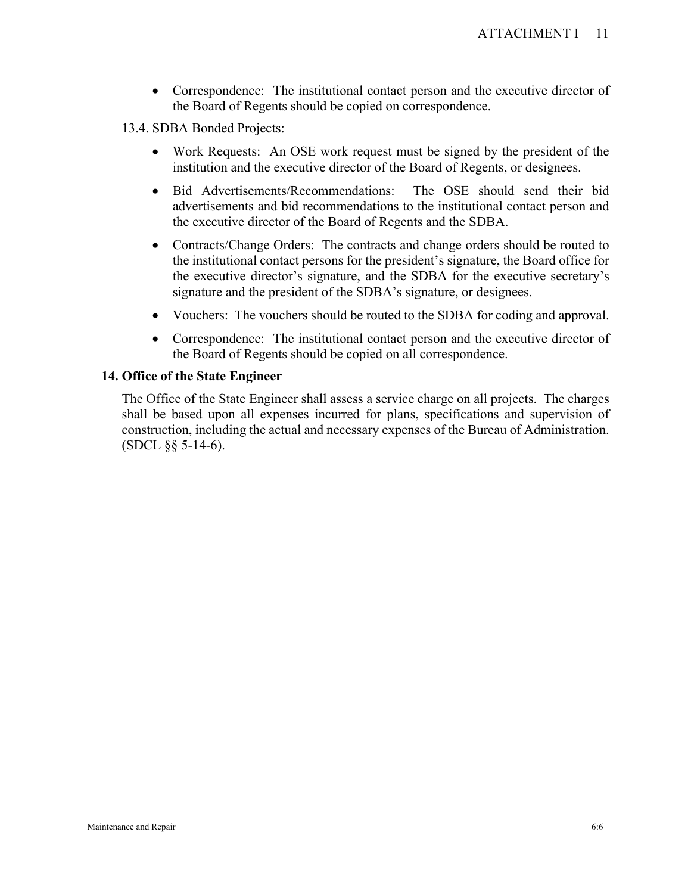- Correspondence: The institutional contact person and the executive director of the Board of Regents should be copied on correspondence.

13.4. SDBA Bonded Projects:

- Work Requests: An OSE work request must be signed by the president of the institution and the executive director of the Board of Regents, or designees.
- Bid Advertisements/Recommendations: The OSE should send their bid advertisements and bid recommendations to the institutional contact person and the executive director of the Board of Regents and the SDBA.
- Contracts/Change Orders: The contracts and change orders should be routed to the institutional contact persons for the president's signature, the Board office for the executive director's signature, and the SDBA for the executive secretary's signature and the president of the SDBA's signature, or designees.
- Vouchers: The vouchers should be routed to the SDBA for coding and approval.
- Correspondence: The institutional contact person and the executive director of the Board of Regents should be copied on all correspondence.

**14. Office of the State Engineer**

The Office of the State Engineer shall assess a service charge on all projects. The charges shall be based upon all expenses incurred for plans, specifications and supervision of construction, including the actual and necessary expenses of the Bureau of Administration. (SDCL §§ 5-14-6).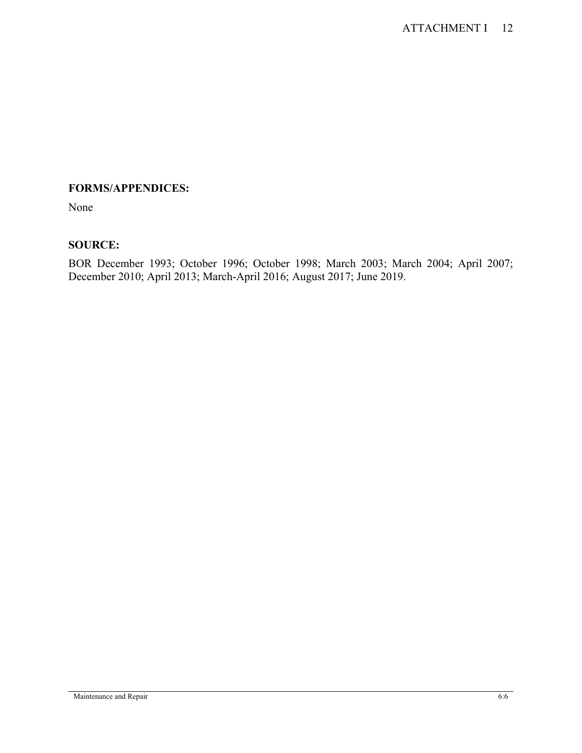**FORMS/APPENDICES:**

None

**SOURCE:**

BOR December 1993; October 1996; October 1998; March 2003; March 2004; April 2007; December 2010; April 2013; March-April 2016; August 2017; June 2019.